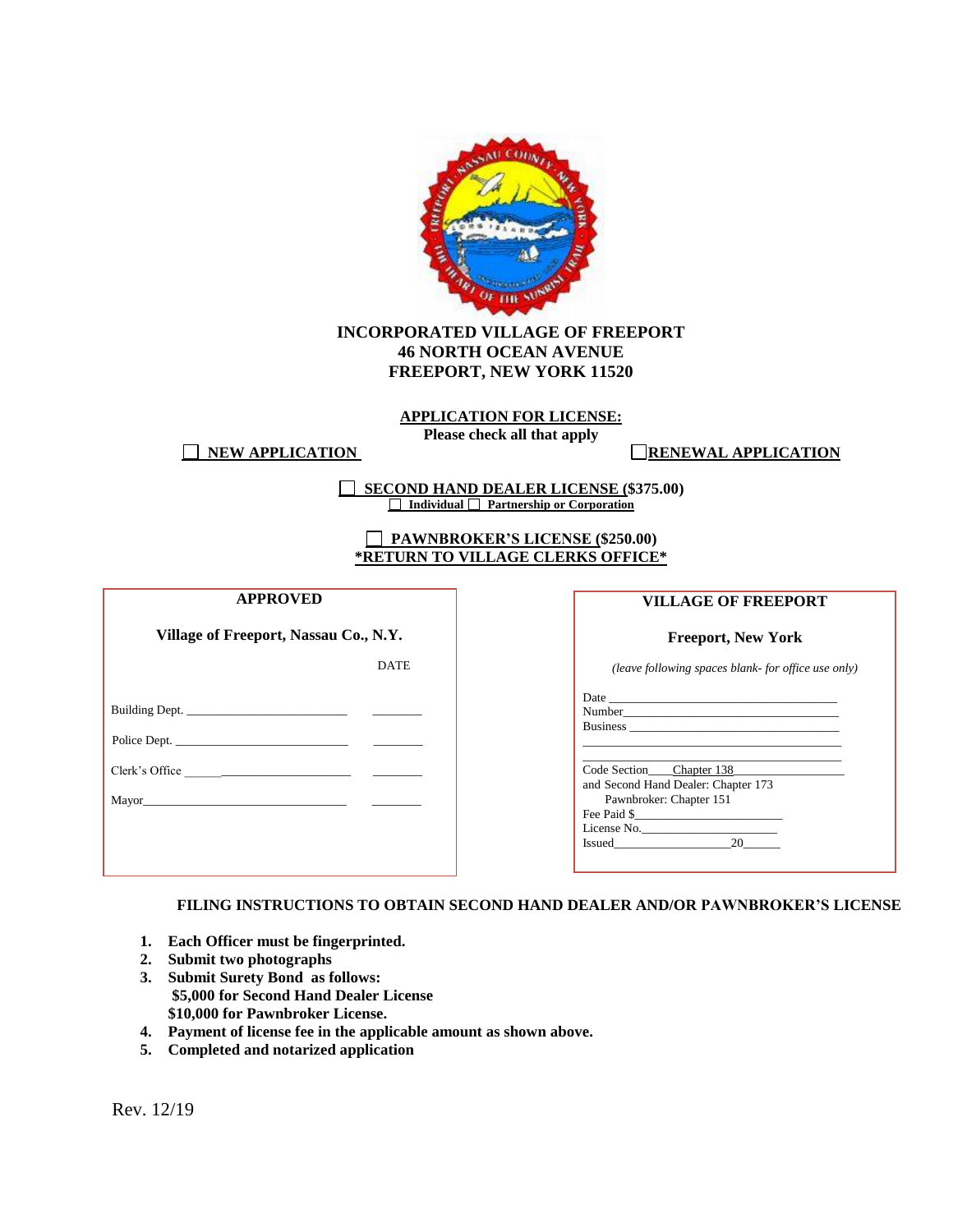**INCORPORATED VILLAGE OF FREEPORT**
**46 NORTH OCEAN AVENUE**
**FREEPORT, NEW YORK 11520**

**APPLICATION FOR LICENSE:**
**Please check all that apply**

☐ **NEW APPLICATION** ☐ **RENEWAL APPLICATION**

☐ **SECOND HAND DEALER LICENSE ($375.00)**
☐ **Individual** ☐ **Partnership or Corporation**

☐ **PAWNBROKER'S LICENSE ($250.00)**
**\*RETURN TO VILLAGE CLERKS OFFICE\***

**APPROVED**

**Village of Freeport, Nassau Co., N.Y.**

| | DATE |
|---|---|
| Building Dept. ____________________ | ________ |
| Police Dept. ____________________ | ________ |
| Clerk's Office ____________________ | ________ |
| Mayor ____________________ | ________ |

**VILLAGE OF FREEPORT**

**Freeport, New York**

*(leave following spaces blank- for office use only)*

Date ____________________
Number ____________________
Business ____________________
____________________
____________________

Code Section____Chapter 138________
and Second Hand Dealer: Chapter 173
Pawnbroker: Chapter 151
Fee Paid $____________________
License No.____________________
Issued__________________20______

**FILING INSTRUCTIONS TO OBTAIN SECOND HAND DEALER AND/OR PAWNBROKER'S LICENSE**

1. **Each Officer must be fingerprinted.**
2. **Submit two photographs**
3. **Submit Surety Bond as follows:**
   **$5,000 for Second Hand Dealer License**
   **$10,000 for Pawnbroker License.**
4. **Payment of license fee in the applicable amount as shown above.**
5. **Completed and notarized application**

Rev. 12/19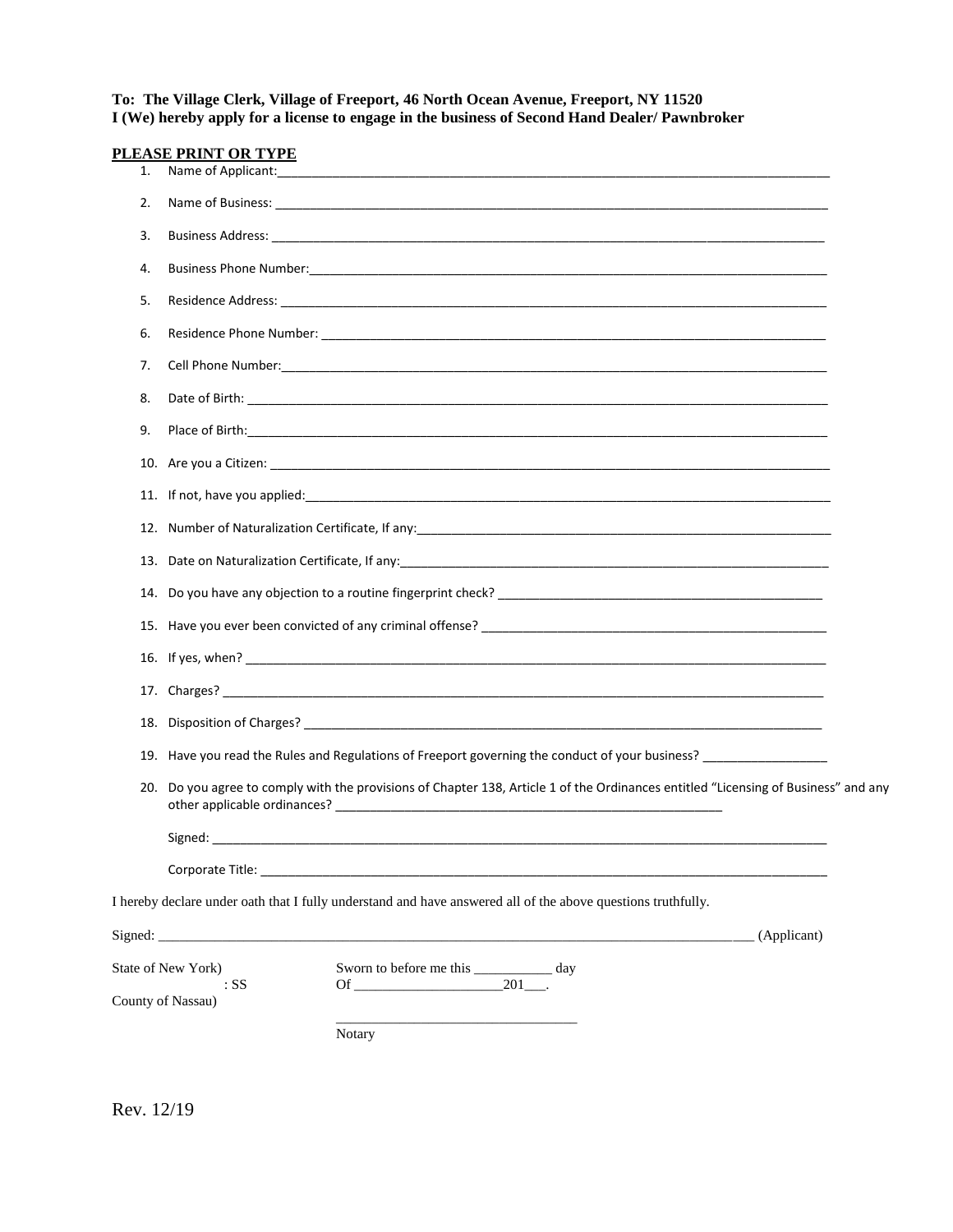**To: The Village Clerk, Village of Freeport, 46 North Ocean Avenue, Freeport, NY 11520**
**I (We) hereby apply for a license to engage in the business of Second Hand Dealer/ Pawnbroker**

**PLEASE PRINT OR TYPE**

1. Name of Applicant:________________________________________________________________________________
2. Name of Business: ________________________________________________________________________________
3. Business Address: ________________________________________________________________________________
4. Business Phone Number:____________________________________________________________________________
5. Residence Address: _______________________________________________________________________________
6. Residence Phone Number: __________________________________________________________________________
7. Cell Phone Number:_______________________________________________________________________________
8. Date of Birth: ____________________________________________________________________________________
9. Place of Birth:____________________________________________________________________________________
10. Are you a Citizen: ________________________________________________________________________________
11. If not, have you applied:____________________________________________________________________________
12. Number of Naturalization Certificate, If any:_____________________________________________________________
13. Date on Naturalization Certificate, If any:_______________________________________________________________
14. Do you have any objection to a routine fingerprint check? _______________________________________________
15. Have you ever been convicted of any criminal offense? ___________________________________________________
16. If yes, when? ____________________________________________________________________________________
17. Charges? ________________________________________________________________________________________
18. Disposition of Charges? ____________________________________________________________________________
19. Have you read the Rules and Regulations of Freeport governing the conduct of your business? __________________
20. Do you agree to comply with the provisions of Chapter 138, Article 1 of the Ordinances entitled "Licensing of Business" and any other applicable ordinances? ___________________________________________________________

    Signed: _________________________________________________________________________________________

    Corporate Title: ___________________________________________________________________________________

I hereby declare under oath that I fully understand and have answered all of the above questions truthfully.

Signed: ______________________________________________________________________________ (Applicant)

State of New York)
: SS
County of Nassau)

Sworn to before me this ___________ day
Of _____________________201___.

_________________________________
Notary

Rev. 12/19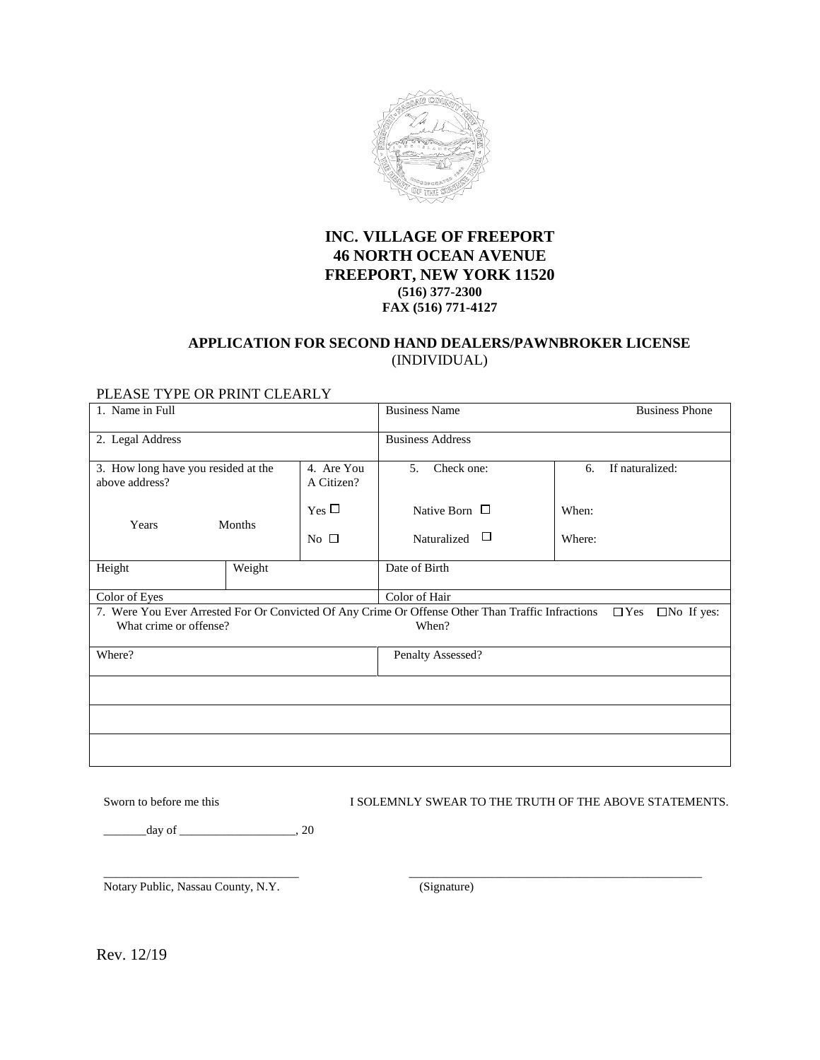# INC. VILLAGE OF FREEPORT
# 46 NORTH OCEAN AVENUE
# FREEPORT, NEW YORK 11520

**(516) 377-2300**
**FAX (516) 771-4127**

## APPLICATION FOR SECOND HAND DEALERS/PAWNBROKER LICENSE
(INDIVIDUAL)

PLEASE TYPE OR PRINT CLEARLY

| 1. Name in Full | | | Business Name | Business Phone |
|---|---|---|---|---|
| 2. Legal Address | | | Business Address | |
| 3. How long have you resided at the above address? Years Months | | 4. Are You A Citizen? Yes ☐ No ☐ | 5. Check one: Native Born ☐ Naturalized ☐ | 6. If naturalized: When: Where: |
| Height | Weight | | Date of Birth | |
| Color of Eyes | | | Color of Hair | |
| 7. Were You Ever Arrested For Or Convicted Of Any Crime Or Offense Other Than Traffic Infractions ☐Yes ☐No If yes: What crime or offense? | | | When? | |
| Where? | | | Penalty Assessed? | |
| | | | | |
| | | | | |
| | | | | |

Sworn to before me this

_______day of ___________________, 20

I SOLEMNLY SWEAR TO THE TRUTH OF THE ABOVE STATEMENTS.

_________________________________
Notary Public, Nassau County, N.Y.

_________________________________________________
(Signature)

Rev. 12/19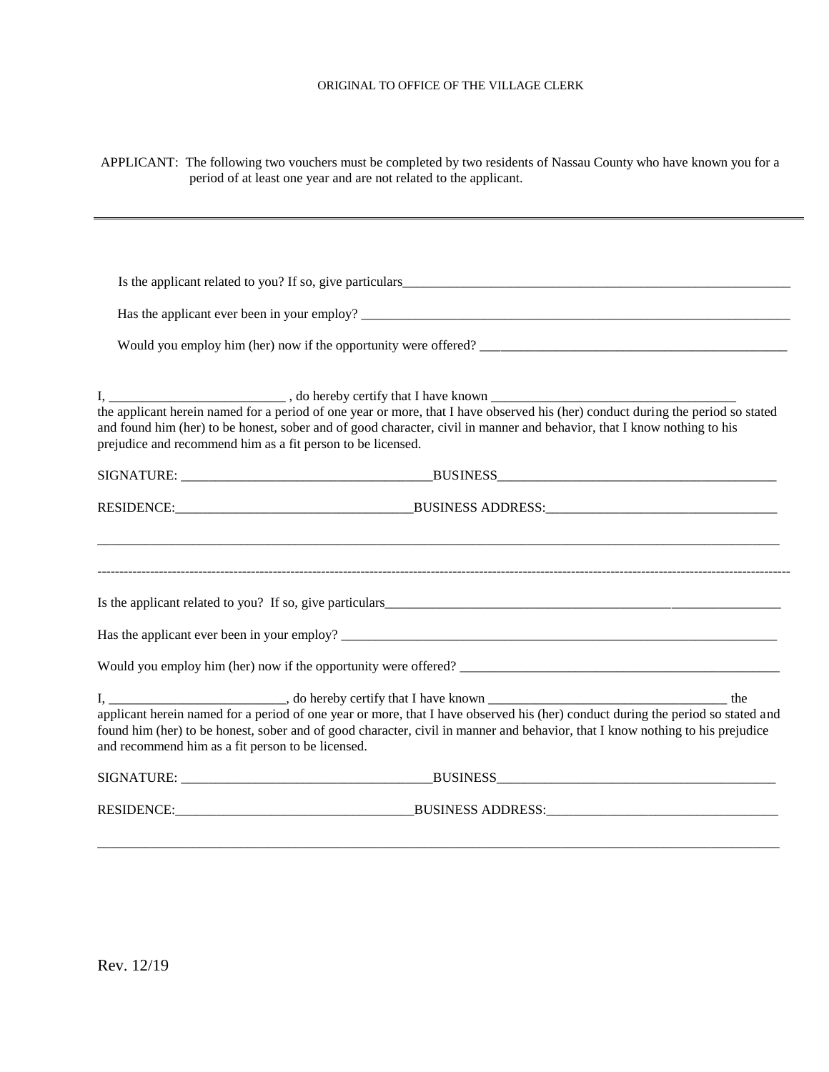ORIGINAL TO OFFICE OF THE VILLAGE CLERK

APPLICANT: The following two vouchers must be completed by two residents of Nassau County who have known you for a period of at least one year and are not related to the applicant.

---

Is the applicant related to you? If so, give particulars_______________________________________________

Has the applicant ever been in your employ? _______________________________________________

Would you employ him (her) now if the opportunity were offered? _______________________________________________

I, __________________________ , do hereby certify that I have known ____________________________________ the applicant herein named for a period of one year or more, that I have observed his (her) conduct during the period so stated and found him (her) to be honest, sober and of good character, civil in manner and behavior, that I know nothing to his prejudice and recommend him as a fit person to be licensed.

SIGNATURE: _____________________________________BUSINESS__________________________________________

RESIDENCE:___________________________________BUSINESS ADDRESS:__________________________________

_____________________________________________________________________________________________

---

Is the applicant related to you? If so, give particulars_______________________________________________

Has the applicant ever been in your employ? _______________________________________________

Would you employ him (her) now if the opportunity were offered? _______________________________________________

I, __________________________, do hereby certify that I have known ____________________________________ the applicant herein named for a period of one year or more, that I have observed his (her) conduct during the period so stated and found him (her) to be honest, sober and of good character, civil in manner and behavior, that I know nothing to his prejudice and recommend him as a fit person to be licensed.

SIGNATURE: _____________________________________BUSINESS__________________________________________

RESIDENCE:___________________________________BUSINESS ADDRESS:__________________________________

_____________________________________________________________________________________________

Rev. 12/19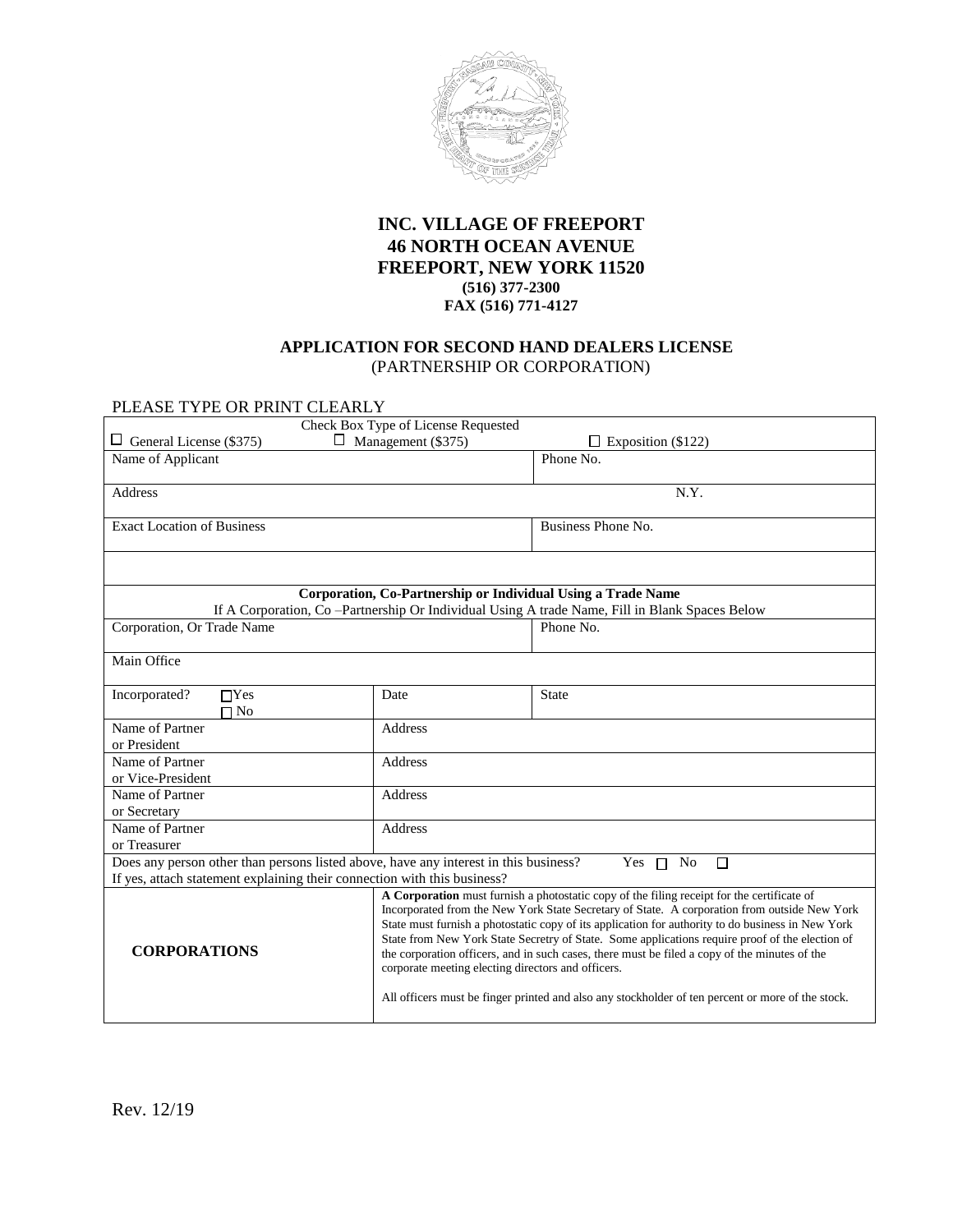**INC. VILLAGE OF FREEPORT**
**46 NORTH OCEAN AVENUE**
**FREEPORT, NEW YORK 11520**
**(516) 377-2300**
**FAX (516) 771-4127**

**APPLICATION FOR SECOND HAND DEALERS LICENSE**
(PARTNERSHIP OR CORPORATION)

PLEASE TYPE OR PRINT CLEARLY

| Check Box Type of License Requested | | |
|---|---|---|
| ☐ General License ($375) | ☐ Management ($375) | ☐ Exposition ($122) |
| Name of Applicant | | Phone No. |
| Address | | N.Y. |
| Exact Location of Business | | Business Phone No. |
| | | |
| **Corporation, Co-Partnership or Individual Using a Trade Name**<br>If A Corporation, Co –Partnership Or Individual Using A trade Name, Fill in Blank Spaces Below | | |
| Corporation, Or Trade Name | | Phone No. |
| Main Office | | |
| Incorporated? ☐Yes ☐No | Date | State |
| Name of Partner or President | Address | |
| Name of Partner or Vice-President | Address | |
| Name of Partner or Secretary | Address | |
| Name of Partner or Treasurer | Address | |
| Does any person other than persons listed above, have any interest in this business? Yes ☐ No ☐<br>If yes, attach statement explaining their connection with this business? | | |
| **CORPORATIONS** | **A Corporation** must furnish a photostatic copy of the filing receipt for the certificate of Incorporated from the New York State Secretary of State. A corporation from outside New York State must furnish a photostatic copy of its application for authority to do business in New York State from New York State Secretry of State. Some applications require proof of the election of the corporation officers, and in such cases, there must be filed a copy of the minutes of the corporate meeting electing directors and officers.<br><br>All officers must be finger printed and also any stockholder of ten percent or more of the stock. | |

Rev. 12/19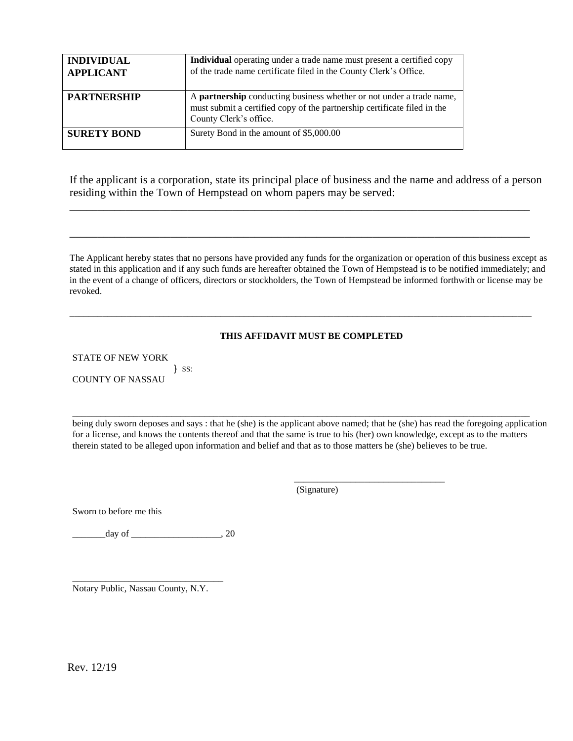| | |
|---|---|
| **INDIVIDUAL APPLICANT** | **Individual** operating under a trade name must present a certified copy of the trade name certificate filed in the County Clerk's Office. |
| **PARTNERSHIP** | A **partnership** conducting business whether or not under a trade name, must submit a certified copy of the partnership certificate filed in the County Clerk's office. |
| **SURETY BOND** | Surety Bond in the amount of $5,000.00 |

If the applicant is a corporation, state its principal place of business and the name and address of a person residing within the Town of Hempstead on whom papers may be served:

_________________________________________________________________________________

_________________________________________________________________________________

The Applicant hereby states that no persons have provided any funds for the organization or operation of this business except as stated in this application and if any such funds are hereafter obtained the Town of Hempstead is to be notified immediately; and in the event of a change of officers, directors or stockholders, the Town of Hempstead be informed forthwith or license may be revoked.

**THIS AFFIDAVIT MUST BE COMPLETED**

STATE OF NEW YORK
} SS:
COUNTY OF NASSAU

_________________________________________________________________________________
being duly sworn deposes and says : that he (she) is the applicant above named; that he (she) has read the foregoing application for a license, and knows the contents thereof and that the same is true to his (her) own knowledge, except as to the matters therein stated to be alleged upon information and belief and that as to those matters he (she) believes to be true.

_______________________________
(Signature)

Sworn to before me this

_______day of ___________________, 20

_______________________________
Notary Public, Nassau County, N.Y.

Rev. 12/19